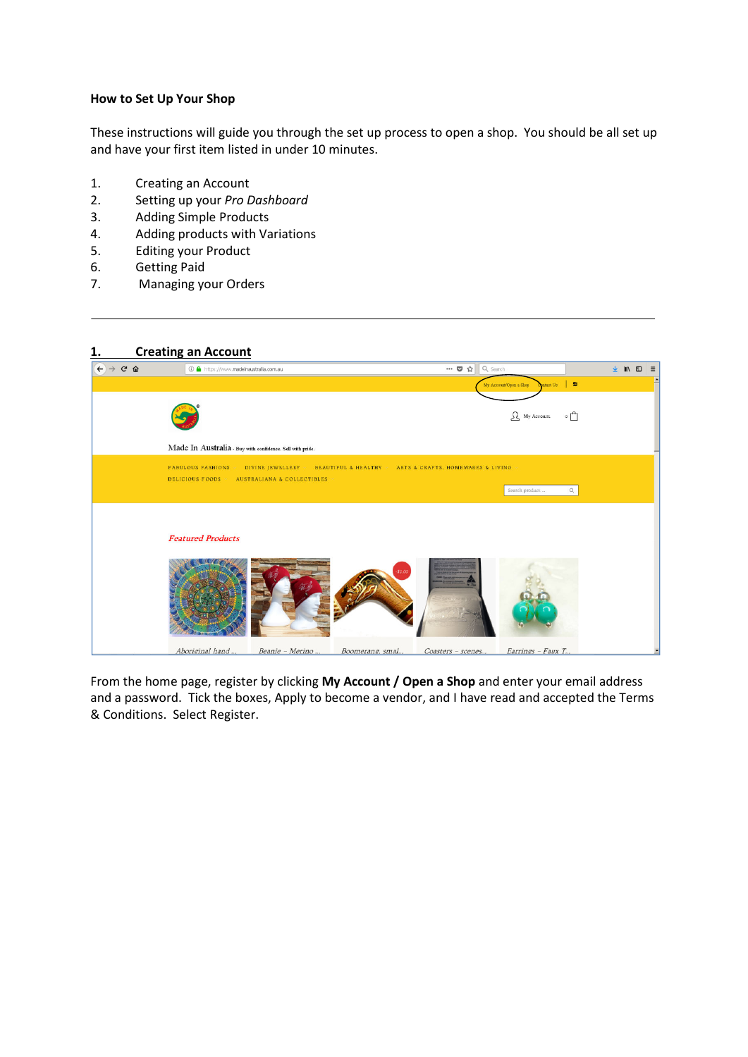**How to Set Up Your Shop**

These instructions will guide you through the set up process to open a shop. You should be all set up and have your first item listed in under 10 minutes.

1. Creating an Account
2. Setting up your *Pro Dashboard*
3. Adding Simple Products
4. Adding products with Variations
5. Editing your Product
6. Getting Paid
7. Managing your Orders

---

## 1. Creating an Account

From the home page, register by clicking **My Account / Open a Shop** and enter your email address and a password. Tick the boxes, Apply to become a vendor, and I have read and accepted the Terms & Conditions. Select Register.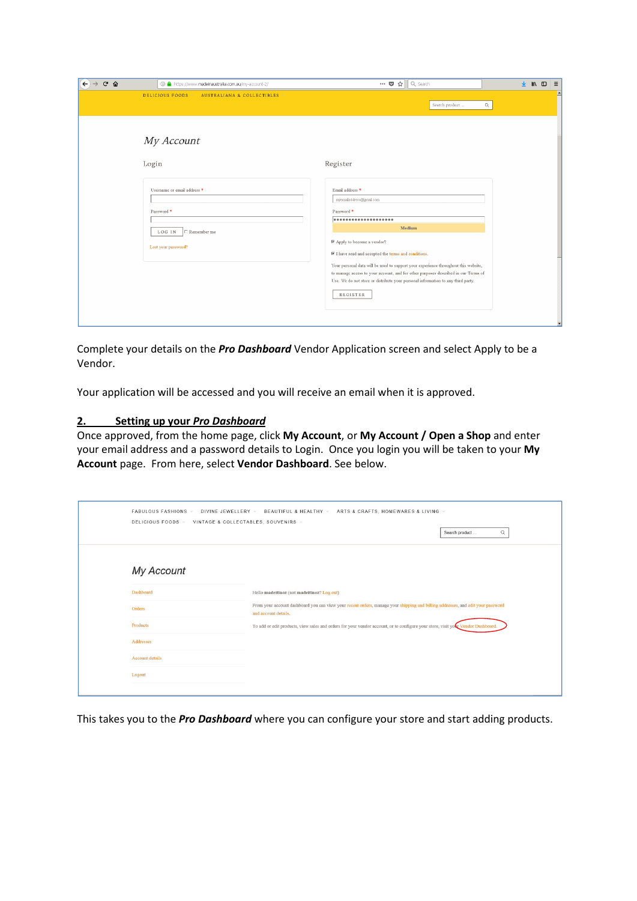Complete your details on the ***Pro Dashboard*** Vendor Application screen and select Apply to be a Vendor.

Your application will be accessed and you will receive an email when it is approved.

## 2. Setting up your *Pro Dashboard*

Once approved, from the home page, click **My Account**, or **My Account / Open a Shop** and enter your email address and a password details to Login. Once you login you will be taken to your **My Account** page. From here, select **Vendor Dashboard**. See below.

This takes you to the ***Pro Dashboard*** where you can configure your store and start adding products.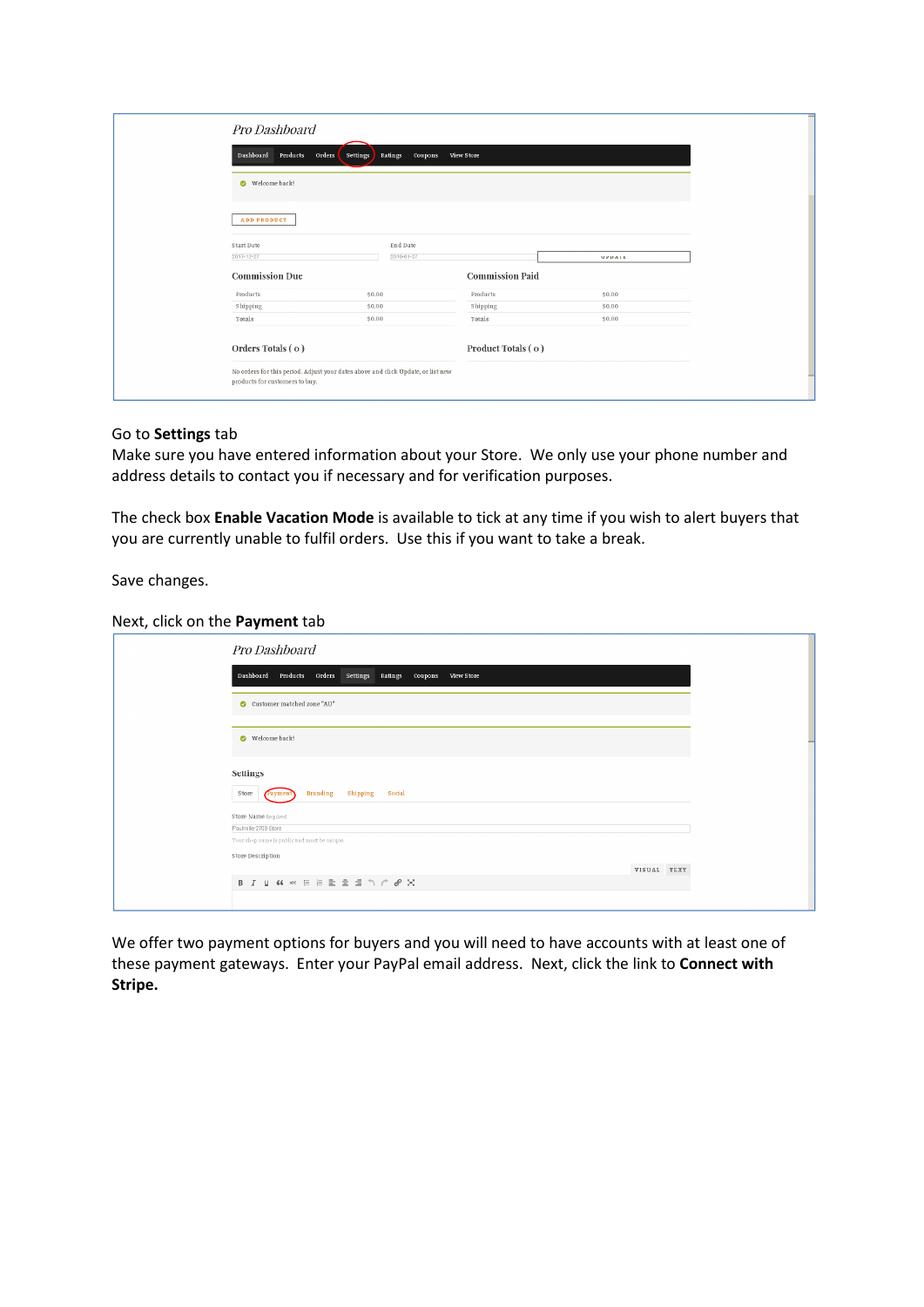Go to **Settings** tab

Make sure you have entered information about your Store. We only use your phone number and address details to contact you if necessary and for verification purposes.

The check box **Enable Vacation Mode** is available to tick at any time if you wish to alert buyers that you are currently unable to fulfil orders. Use this if you want to take a break.

Save changes.

Next, click on the **Payment** tab

We offer two payment options for buyers and you will need to have accounts with at least one of these payment gateways. Enter your PayPal email address. Next, click the link to **Connect with Stripe.**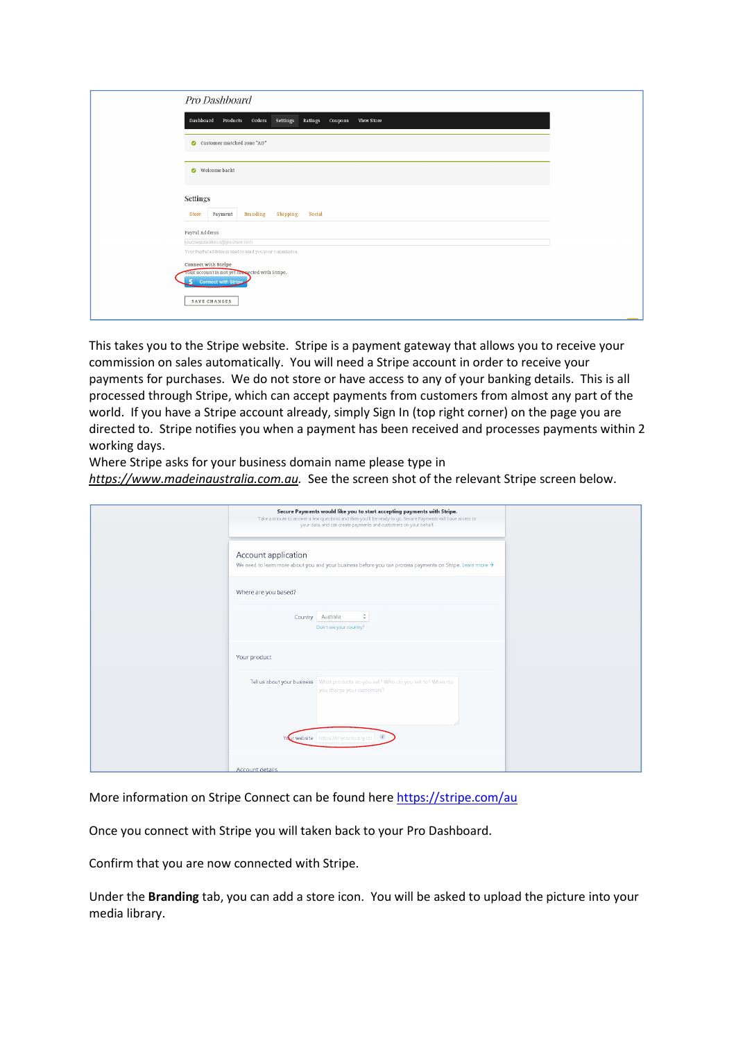This takes you to the Stripe website. Stripe is a payment gateway that allows you to receive your commission on sales automatically. You will need a Stripe account in order to receive your payments for purchases. We do not store or have access to any of your banking details. This is all processed through Stripe, which can accept payments from customers from almost any part of the world. If you have a Stripe account already, simply Sign In (top right corner) on the page you are directed to. Stripe notifies you when a payment has been received and processes payments within 2 working days.

Where Stripe asks for your business domain name please type in *https://www.madeinaustralia.com.au*. See the screen shot of the relevant Stripe screen below.

More information on Stripe Connect can be found here https://stripe.com/au

Once you connect with Stripe you will taken back to your Pro Dashboard.

Confirm that you are now connected with Stripe.

Under the **Branding** tab, you can add a store icon. You will be asked to upload the picture into your media library.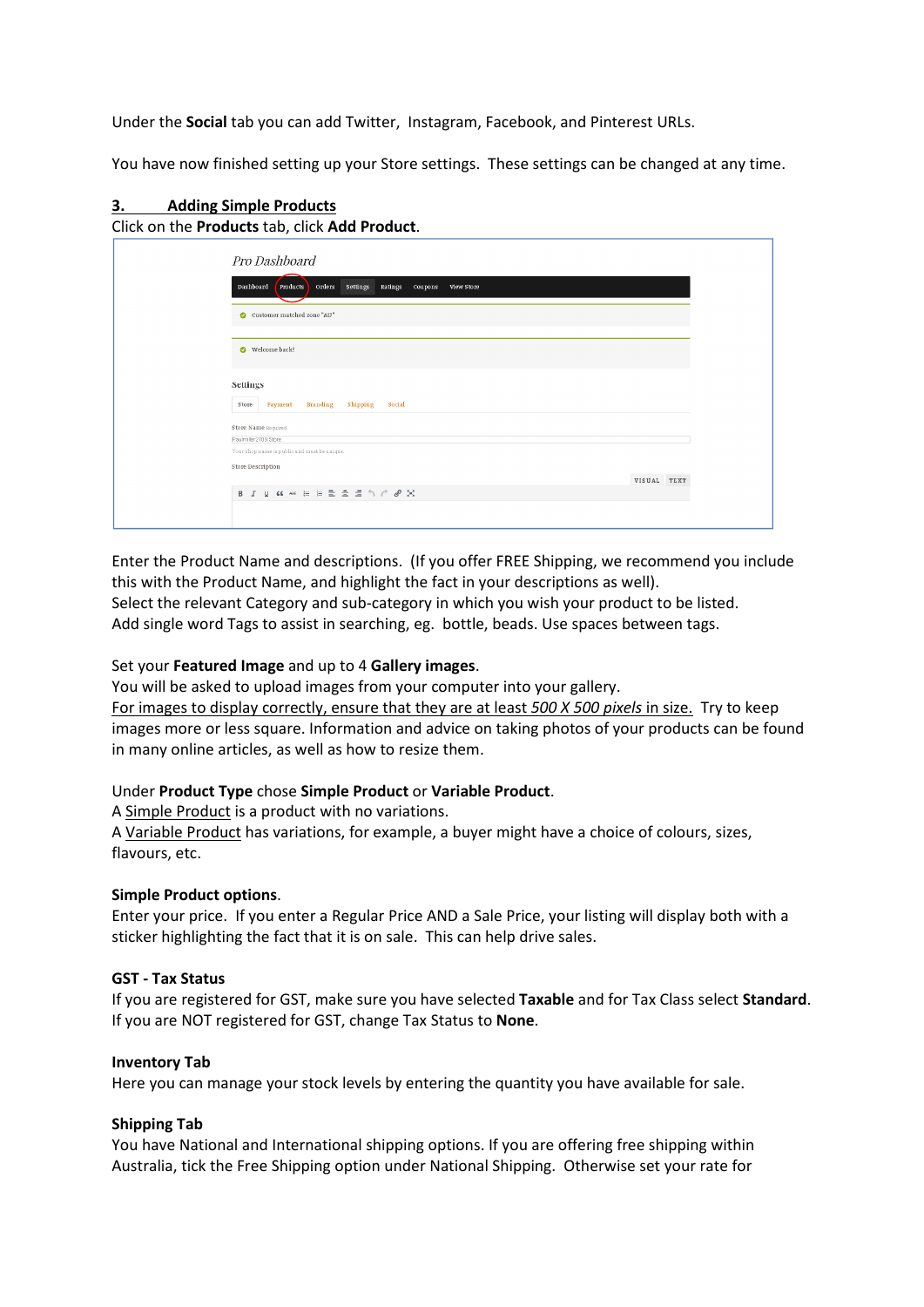Under the **Social** tab you can add Twitter, Instagram, Facebook, and Pinterest URLs.

You have now finished setting up your Store settings. These settings can be changed at any time.

## 3. Adding Simple Products

Click on the **Products** tab, click **Add Product**.

Enter the Product Name and descriptions. (If you offer FREE Shipping, we recommend you include this with the Product Name, and highlight the fact in your descriptions as well).
Select the relevant Category and sub-category in which you wish your product to be listed.
Add single word Tags to assist in searching, eg. bottle, beads. Use spaces between tags.

Set your **Featured Image** and up to 4 **Gallery images**.
You will be asked to upload images from your computer into your gallery.
For images to display correctly, ensure that they are at least *500 X 500 pixels* in size. Try to keep images more or less square. Information and advice on taking photos of your products can be found in many online articles, as well as how to resize them.

Under **Product Type** chose **Simple Product** or **Variable Product**.
A Simple Product is a product with no variations.
A Variable Product has variations, for example, a buyer might have a choice of colours, sizes, flavours, etc.

**Simple Product options**.
Enter your price. If you enter a Regular Price AND a Sale Price, your listing will display both with a sticker highlighting the fact that it is on sale. This can help drive sales.

**GST - Tax Status**
If you are registered for GST, make sure you have selected **Taxable** and for Tax Class select **Standard**.
If you are NOT registered for GST, change Tax Status to **None**.

**Inventory Tab**
Here you can manage your stock levels by entering the quantity you have available for sale.

**Shipping Tab**
You have National and International shipping options. If you are offering free shipping within Australia, tick the Free Shipping option under National Shipping. Otherwise set your rate for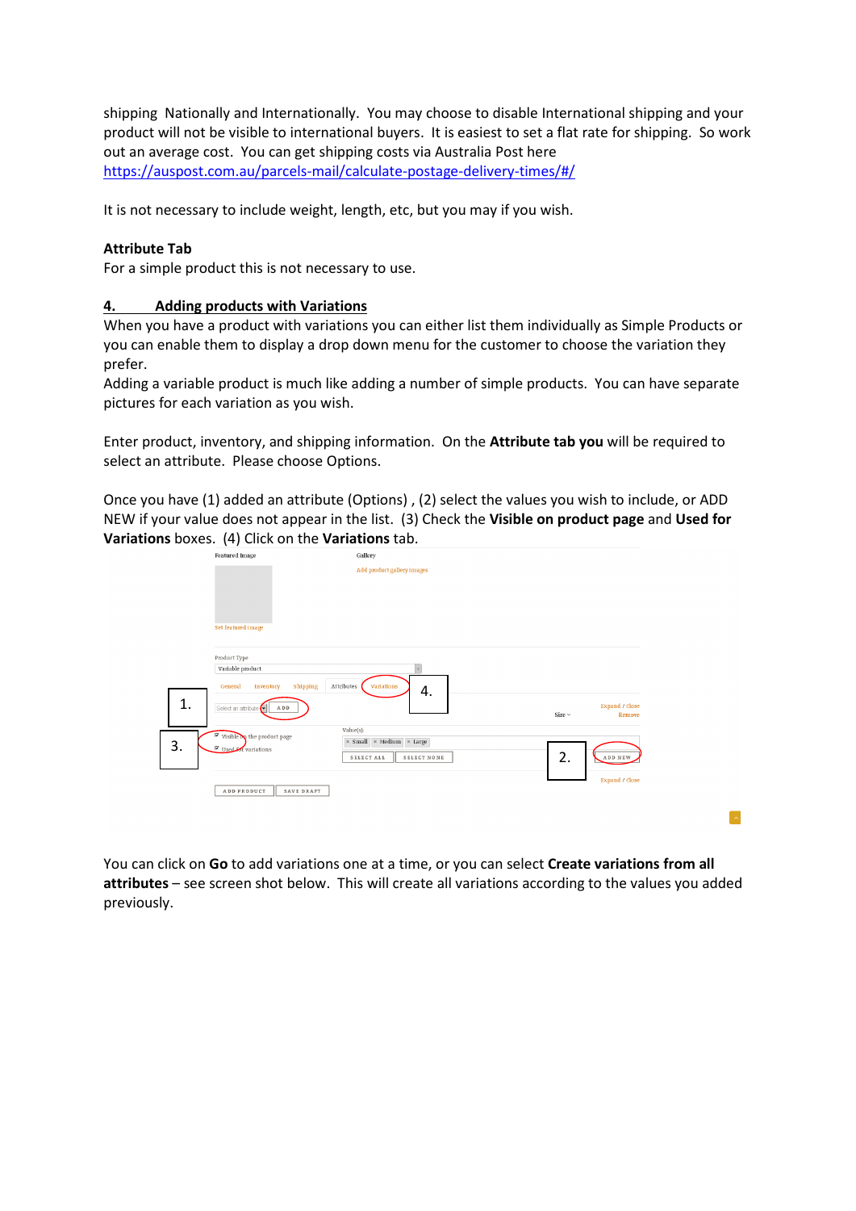shipping Nationally and Internationally. You may choose to disable International shipping and your product will not be visible to international buyers. It is easiest to set a flat rate for shipping. So work out an average cost. You can get shipping costs via Australia Post here https://auspost.com.au/parcels-mail/calculate-postage-delivery-times/#/

It is not necessary to include weight, length, etc, but you may if you wish.

**Attribute Tab**
For a simple product this is not necessary to use.

## 4. Adding products with Variations

When you have a product with variations you can either list them individually as Simple Products or you can enable them to display a drop down menu for the customer to choose the variation they prefer.
Adding a variable product is much like adding a number of simple products. You can have separate pictures for each variation as you wish.

Enter product, inventory, and shipping information. On the **Attribute tab you** will be required to select an attribute. Please choose Options.

Once you have (1) added an attribute (Options) , (2) select the values you wish to include, or ADD NEW if your value does not appear in the list. (3) Check the **Visible on product page** and **Used for Variations** boxes. (4) Click on the **Variations** tab.

You can click on **Go** to add variations one at a time, or you can select **Create variations from all attributes** – see screen shot below. This will create all variations according to the values you added previously.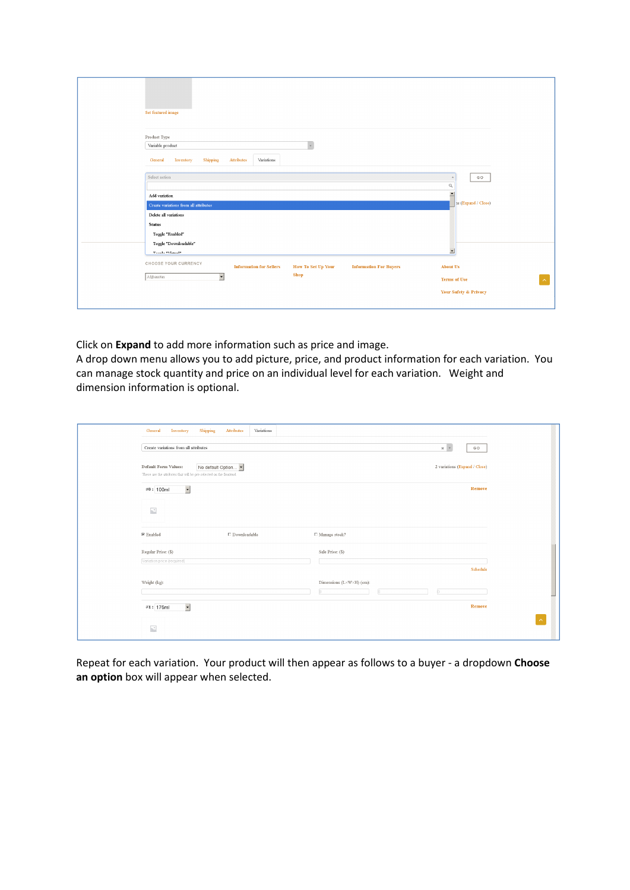Click on **Expand** to add more information such as price and image.
A drop down menu allows you to add picture, price, and product information for each variation. You can manage stock quantity and price on an individual level for each variation. Weight and dimension information is optional.

Repeat for each variation. Your product will then appear as follows to a buyer - a dropdown **Choose an option** box will appear when selected.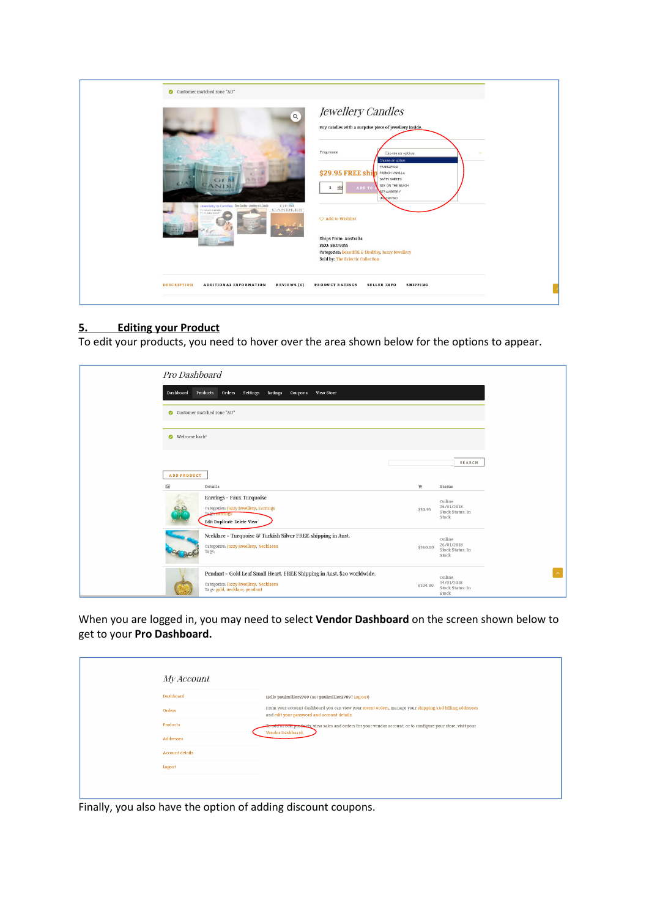## 5. Editing your Product

To edit your products, you need to hover over the area shown below for the options to appear.

When you are logged in, you may need to select **Vendor Dashboard** on the screen shown below to get to your **Pro Dashboard.**

Finally, you also have the option of adding discount coupons.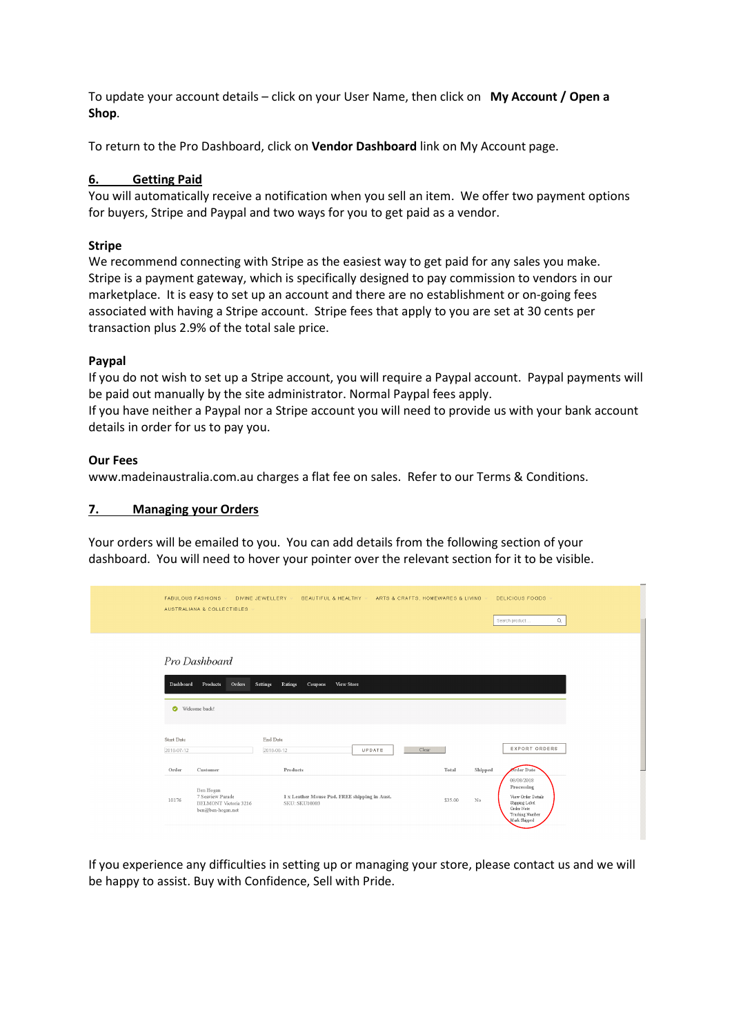To update your account details – click on your User Name, then click on **My Account / Open a Shop**.

To return to the Pro Dashboard, click on **Vendor Dashboard** link on My Account page.

## 6. Getting Paid

You will automatically receive a notification when you sell an item. We offer two payment options for buyers, Stripe and Paypal and two ways for you to get paid as a vendor.

### Stripe

We recommend connecting with Stripe as the easiest way to get paid for any sales you make. Stripe is a payment gateway, which is specifically designed to pay commission to vendors in our marketplace. It is easy to set up an account and there are no establishment or on-going fees associated with having a Stripe account. Stripe fees that apply to you are set at 30 cents per transaction plus 2.9% of the total sale price.

### Paypal

If you do not wish to set up a Stripe account, you will require a Paypal account. Paypal payments will be paid out manually by the site administrator. Normal Paypal fees apply.
If you have neither a Paypal nor a Stripe account you will need to provide us with your bank account details in order for us to pay you.

### Our Fees

www.madeinaustralia.com.au charges a flat fee on sales. Refer to our Terms & Conditions.

## 7. Managing your Orders

Your orders will be emailed to you. You can add details from the following section of your dashboard. You will need to hover your pointer over the relevant section for it to be visible.

FABULOUS FASHIONS DIVINE JEWELLERY BEAUTIFUL & HEALTHY ARTS & CRAFTS, HOMEWARES & LIVING DELICIOUS FOODS AUSTRALIANA & COLLECTIBLES

Pro Dashboard

Dashboard Products Orders Settings Ratings Coupons View Store

Welcome back!

Start Date 2018-07-12 End Date 2018-08-12 UPDATE Clear EXPORT ORDERS

| Order | Customer | Products | Total | Shipped | Order Date |
|---|---|---|---|---|---|
| 10176 | Ben Hogan 7 Seaview Parade BELMONT Victoria 3216 ben@ben-hogan.net | 1 x Leather Mouse Pad. FREE shipping in Aust. SKU: SKU10003 | $35.00 | No | 08/08/2018 Processing View Order Details Shipping Label Order Note Tracking Number Mark Shipped |

If you experience any difficulties in setting up or managing your store, please contact us and we will be happy to assist. Buy with Confidence, Sell with Pride.